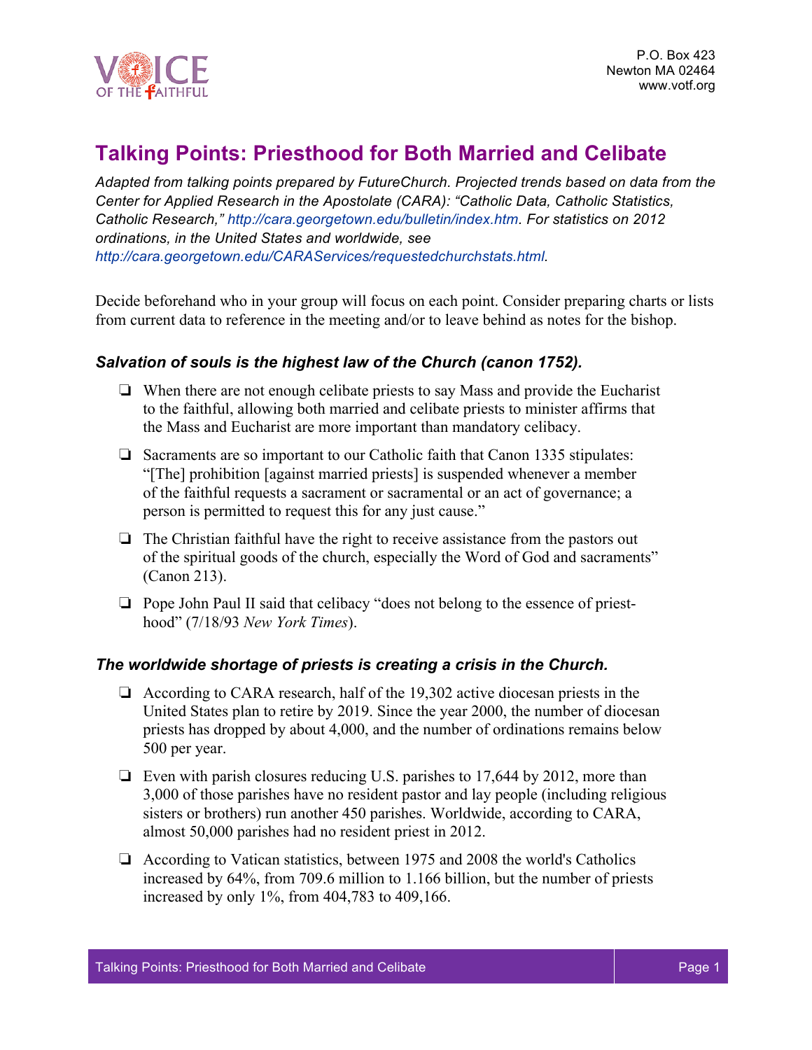P.O. Box 423
Newton MA 02464
www.votf.org

# Talking Points: Priesthood for Both Married and Celibate

*Adapted from talking points prepared by FutureChurch. Projected trends based on data from the Center for Applied Research in the Apostolate (CARA): "Catholic Data, Catholic Statistics, Catholic Research," http://cara.georgetown.edu/bulletin/index.htm. For statistics on 2012 ordinations, in the United States and worldwide, see http://cara.georgetown.edu/CARAServices/requestedchurchstats.html.*

Decide beforehand who in your group will focus on each point. Consider preparing charts or lists from current data to reference in the meeting and/or to leave behind as notes for the bishop.

### *Salvation of souls is the highest law of the Church (canon 1752).*

- When there are not enough celibate priests to say Mass and provide the Eucharist to the faithful, allowing both married and celibate priests to minister affirms that the Mass and Eucharist are more important than mandatory celibacy.
- Sacraments are so important to our Catholic faith that Canon 1335 stipulates: "[The] prohibition [against married priests] is suspended whenever a member of the faithful requests a sacrament or sacramental or an act of governance; a person is permitted to request this for any just cause."
- The Christian faithful have the right to receive assistance from the pastors out of the spiritual goods of the church, especially the Word of God and sacraments" (Canon 213).
- Pope John Paul II said that celibacy "does not belong to the essence of priesthood" (7/18/93 *New York Times*).

### *The worldwide shortage of priests is creating a crisis in the Church.*

- According to CARA research, half of the 19,302 active diocesan priests in the United States plan to retire by 2019. Since the year 2000, the number of diocesan priests has dropped by about 4,000, and the number of ordinations remains below 500 per year.
- Even with parish closures reducing U.S. parishes to 17,644 by 2012, more than 3,000 of those parishes have no resident pastor and lay people (including religious sisters or brothers) run another 450 parishes. Worldwide, according to CARA, almost 50,000 parishes had no resident priest in 2012.
- According to Vatican statistics, between 1975 and 2008 the world's Catholics increased by 64%, from 709.6 million to 1.166 billion, but the number of priests increased by only 1%, from 404,783 to 409,166.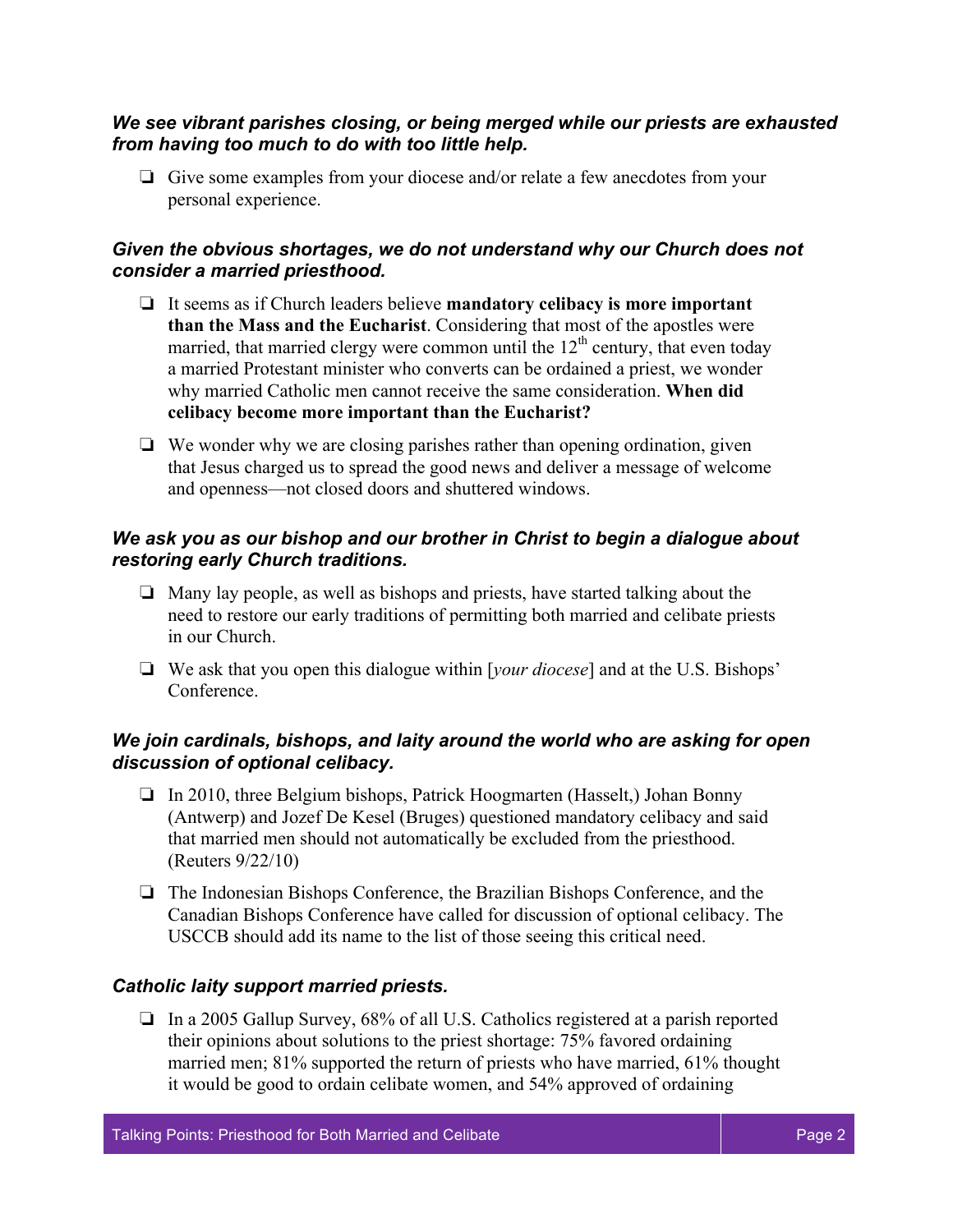### *We see vibrant parishes closing, or being merged while our priests are exhausted from having too much to do with too little help.*

- Give some examples from your diocese and/or relate a few anecdotes from your personal experience.

### *Given the obvious shortages, we do not understand why our Church does not consider a married priesthood.*

- It seems as if Church leaders believe **mandatory celibacy is more important than the Mass and the Eucharist**. Considering that most of the apostles were married, that married clergy were common until the 12th century, that even today a married Protestant minister who converts can be ordained a priest, we wonder why married Catholic men cannot receive the same consideration. **When did celibacy become more important than the Eucharist?**
- We wonder why we are closing parishes rather than opening ordination, given that Jesus charged us to spread the good news and deliver a message of welcome and openness—not closed doors and shuttered windows.

### *We ask you as our bishop and our brother in Christ to begin a dialogue about restoring early Church traditions.*

- Many lay people, as well as bishops and priests, have started talking about the need to restore our early traditions of permitting both married and celibate priests in our Church.
- We ask that you open this dialogue within [*your diocese*] and at the U.S. Bishops' Conference.

### *We join cardinals, bishops, and laity around the world who are asking for open discussion of optional celibacy.*

- In 2010, three Belgium bishops, Patrick Hoogmarten (Hasselt,) Johan Bonny (Antwerp) and Jozef De Kesel (Bruges) questioned mandatory celibacy and said that married men should not automatically be excluded from the priesthood. (Reuters 9/22/10)
- The Indonesian Bishops Conference, the Brazilian Bishops Conference, and the Canadian Bishops Conference have called for discussion of optional celibacy. The USCCB should add its name to the list of those seeing this critical need.

### *Catholic laity support married priests.*

- In a 2005 Gallup Survey, 68% of all U.S. Catholics registered at a parish reported their opinions about solutions to the priest shortage: 75% favored ordaining married men; 81% supported the return of priests who have married, 61% thought it would be good to ordain celibate women, and 54% approved of ordaining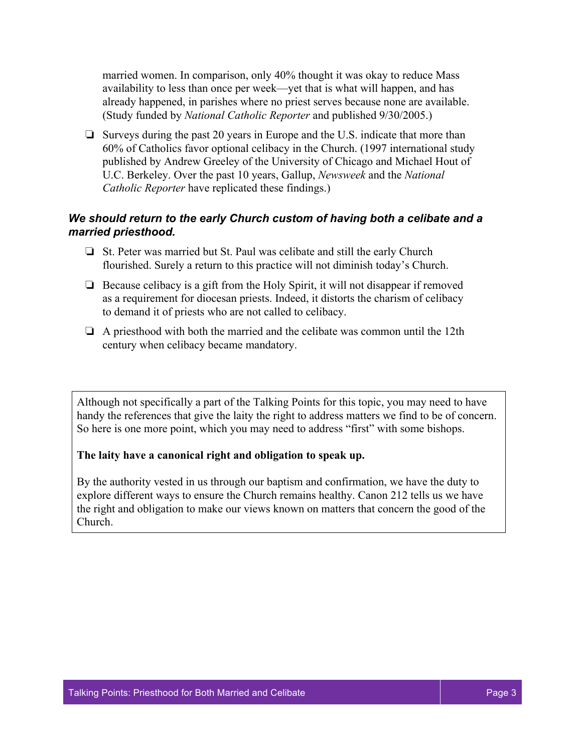married women. In comparison, only 40% thought it was okay to reduce Mass availability to less than once per week—yet that is what will happen, and has already happened, in parishes where no priest serves because none are available. (Study funded by *National Catholic Reporter* and published 9/30/2005.)

- Surveys during the past 20 years in Europe and the U.S. indicate that more than 60% of Catholics favor optional celibacy in the Church. (1997 international study published by Andrew Greeley of the University of Chicago and Michael Hout of U.C. Berkeley. Over the past 10 years, Gallup, *Newsweek* and the *National Catholic Reporter* have replicated these findings.)

### *We should return to the early Church custom of having both a celibate and a married priesthood.*

- St. Peter was married but St. Paul was celibate and still the early Church flourished. Surely a return to this practice will not diminish today's Church.
- Because celibacy is a gift from the Holy Spirit, it will not disappear if removed as a requirement for diocesan priests. Indeed, it distorts the charism of celibacy to demand it of priests who are not called to celibacy.
- A priesthood with both the married and the celibate was common until the 12th century when celibacy became mandatory.

Although not specifically a part of the Talking Points for this topic, you may need to have handy the references that give the laity the right to address matters we find to be of concern. So here is one more point, which you may need to address "first" with some bishops.

**The laity have a canonical right and obligation to speak up.**

By the authority vested in us through our baptism and confirmation, we have the duty to explore different ways to ensure the Church remains healthy. Canon 212 tells us we have the right and obligation to make our views known on matters that concern the good of the Church.